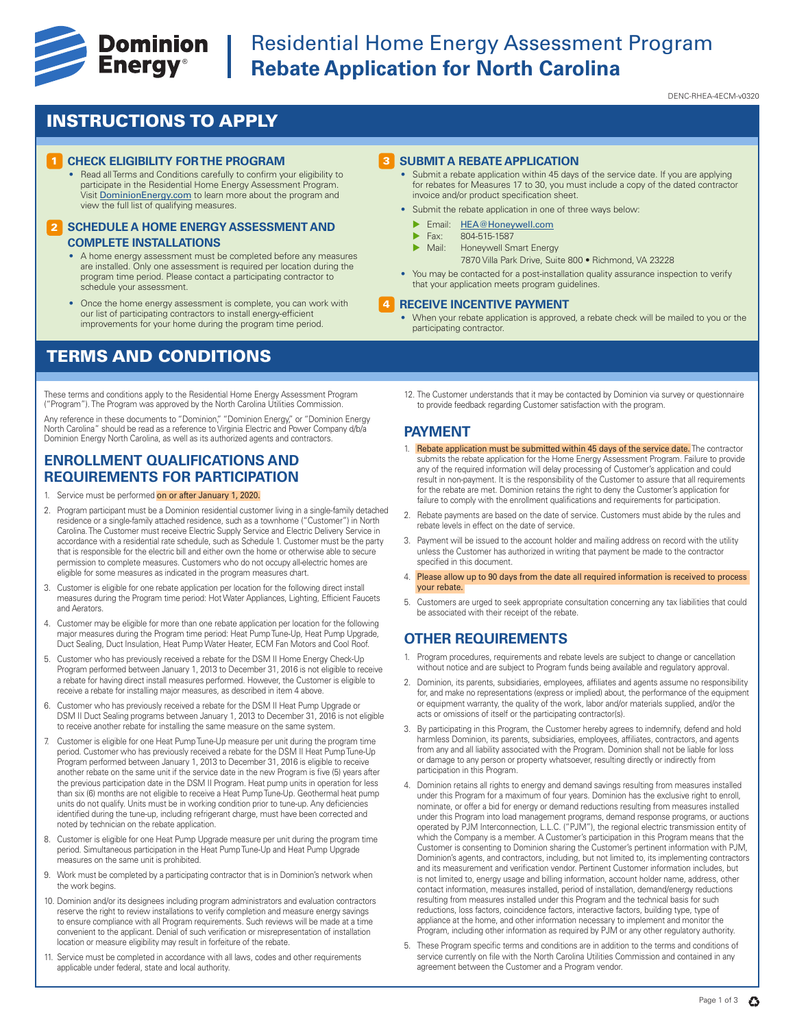# Dominion Energy

## Residential Home Energy Assessment Program
## **Rebate Application for North Carolina**

DENC-RHEA-4ECM-v0320

## INSTRUCTIONS TO APPLY

### 1 CHECK ELIGIBILITY FOR THE PROGRAM

- Read all Terms and Conditions carefully to confirm your eligibility to participate in the Residential Home Energy Assessment Program. Visit DominionEnergy.com to learn more about the program and view the full list of qualifying measures.

### 2 SCHEDULE A HOME ENERGY ASSESSMENT AND COMPLETE INSTALLATIONS

- A home energy assessment must be completed before any measures are installed. Only one assessment is required per location during the program time period. Please contact a participating contractor to schedule your assessment.
- Once the home energy assessment is complete, you can work with our list of participating contractors to install energy-efficient improvements for your home during the program time period.

### 3 SUBMIT A REBATE APPLICATION

- Submit a rebate application within 45 days of the service date. If you are applying for rebates for Measures 17 to 30, you must include a copy of the dated contractor invoice and/or product specification sheet.
- Submit the rebate application in one of three ways below:
  - Email: HEA@Honeywell.com
  - Fax: 804-515-1587
  - Mail: Honeywell Smart Energy
    7870 Villa Park Drive, Suite 800 • Richmond, VA 23228
- You may be contacted for a post-installation quality assurance inspection to verify that your application meets program guidelines.

### 4 RECEIVE INCENTIVE PAYMENT

- When your rebate application is approved, a rebate check will be mailed to you or the participating contractor.

## TERMS AND CONDITIONS

These terms and conditions apply to the Residential Home Energy Assessment Program ("Program"). The Program was approved by the North Carolina Utilities Commission.

Any reference in these documents to "Dominion," "Dominion Energy," or "Dominion Energy North Carolina" should be read as a reference to Virginia Electric and Power Company d/b/a Dominion Energy North Carolina, as well as its authorized agents and contractors.

### ENROLLMENT QUALIFICATIONS AND REQUIREMENTS FOR PARTICIPATION

1. Service must be performed on or after January 1, 2020.
2. Program participant must be a Dominion residential customer living in a single-family detached residence or a single-family attached residence, such as a townhome ("Customer") in North Carolina. The Customer must receive Electric Supply Service and Electric Delivery Service in accordance with a residential rate schedule, such as Schedule 1. Customer must be the party that is responsible for the electric bill and either own the home or otherwise able to secure permission to complete measures. Customers who do not occupy all-electric homes are eligible for some measures as indicated in the program measures chart.
3. Customer is eligible for one rebate application per location for the following direct install measures during the Program time period: Hot Water Appliances, Lighting, Efficient Faucets and Aerators.
4. Customer may be eligible for more than one rebate application per location for the following major measures during the Program time period: Heat Pump Tune-Up, Heat Pump Upgrade, Duct Sealing, Duct Insulation, Heat Pump Water Heater, ECM Fan Motors and Cool Roof.
5. Customer who has previously received a rebate for the DSM II Home Energy Check-Up Program performed between January 1, 2013 to December 31, 2016 is not eligible to receive a rebate for having direct install measures performed. However, the Customer is eligible to receive a rebate for installing major measures, as described in item 4 above.
6. Customer who has previously received a rebate for the DSM II Heat Pump Upgrade or DSM II Duct Sealing programs between January 1, 2013 to December 31, 2016 is not eligible to receive another rebate for installing the same measure on the same system.
7. Customer is eligible for one Heat Pump Tune-Up measure per unit during the program time period. Customer who has previously received a rebate for the DSM II Heat Pump Tune-Up Program performed between January 1, 2013 to December 31, 2016 is eligible to receive another rebate on the same unit if the service date in the new Program is five (5) years after the previous participation date in the DSM II Program. Heat pump units in operation for less than six (6) months are not eligible to receive a Heat Pump Tune-Up. Geothermal heat pump units do not qualify. Units must be in working condition prior to tune-up. Any deficiencies identified during the tune-up, including refrigerant charge, must have been corrected and noted by technician on the rebate application.
8. Customer is eligible for one Heat Pump Upgrade measure per unit during the program time period. Simultaneous participation in the Heat Pump Tune-Up and Heat Pump Upgrade measures on the same unit is prohibited.
9. Work must be completed by a participating contractor that is in Dominion's network when the work begins.
10. Dominion and/or its designees including program administrators and evaluation contractors reserve the right to review installations to verify completion and measure energy savings to ensure compliance with all Program requirements. Such reviews will be made at a time convenient to the applicant. Denial of such verification or misrepresentation of installation location or measure eligibility may result in forfeiture of the rebate.
11. Service must be completed in accordance with all laws, codes and other requirements applicable under federal, state and local authority.
12. The Customer understands that it may be contacted by Dominion via survey or questionnaire to provide feedback regarding Customer satisfaction with the program.

### PAYMENT

1. Rebate application must be submitted within 45 days of the service date. The contractor submits the rebate application for the Home Energy Assessment Program. Failure to provide any of the required information will delay processing of Customer's application and could result in non-payment. It is the responsibility of the Customer to assure that all requirements for the rebate are met. Dominion retains the right to deny the Customer's application for failure to comply with the enrollment qualifications and requirements for participation.
2. Rebate payments are based on the date of service. Customers must abide by the rules and rebate levels in effect on the date of service.
3. Payment will be issued to the account holder and mailing address on record with the utility unless the Customer has authorized in writing that payment be made to the contractor specified in this document.
4. Please allow up to 90 days from the date all required information is received to process your rebate.
5. Customers are urged to seek appropriate consultation concerning any tax liabilities that could be associated with their receipt of the rebate.

### OTHER REQUIREMENTS

1. Program procedures, requirements and rebate levels are subject to change or cancellation without notice and are subject to Program funds being available and regulatory approval.
2. Dominion, its parents, subsidiaries, employees, affiliates and agents assume no responsibility for, and make no representations (express or implied) about, the performance of the equipment or equipment warranty, the quality of the work, labor and/or materials supplied, and/or the acts or omissions of itself or the participating contractor(s).
3. By participating in this Program, the Customer hereby agrees to indemnify, defend and hold harmless Dominion, its parents, subsidiaries, employees, affiliates, contractors, and agents from any and all liability associated with the Program. Dominion shall not be liable for loss or damage to any person or property whatsoever, resulting directly or indirectly from participation in this Program.
4. Dominion retains all rights to energy and demand savings resulting from measures installed under this Program for a maximum of four years. Dominion has the exclusive right to enroll, nominate, or offer a bid for energy or demand reductions resulting from measures installed under this Program into load management programs, demand response programs, or auctions operated by PJM Interconnection, L.L.C. ("PJM"), the regional electric transmission entity of which the Company is a member. A Customer's participation in this Program means that the Customer is consenting to Dominion sharing the Customer's pertinent information with PJM, Dominion's agents, and contractors, including, but not limited to, its implementing contractors and its measurement and verification vendor. Pertinent Customer information includes, but is not limited to, energy usage and billing information, account holder name, address, other contact information, measures installed, period of installation, demand/energy reductions resulting from measures installed under this Program and the technical basis for such reductions, loss factors, coincidence factors, interactive factors, building type, type of appliance at the home, and other information necessary to implement and monitor the Program, including other information as required by PJM or any other regulatory authority.
5. These Program specific terms and conditions are in addition to the terms and conditions of service currently on file with the North Carolina Utilities Commission and contained in any agreement between the Customer and a Program vendor.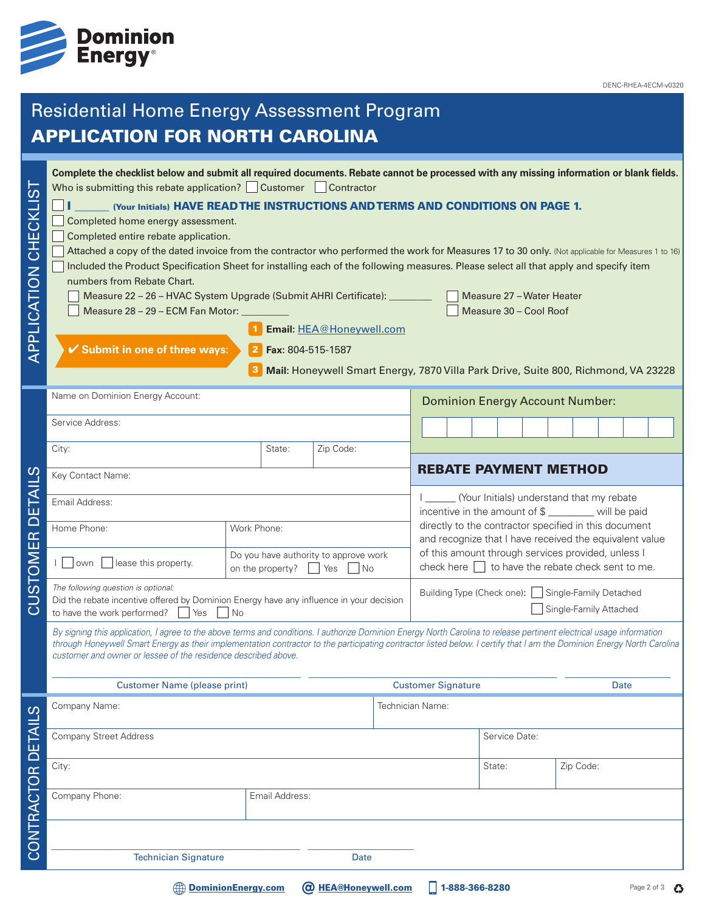Dominion Energy

DENC-RHEA-4ECM-v0320

# Residential Home Energy Assessment Program

# APPLICATION FOR NORTH CAROLINA

## APPLICATION CHECKLIST

**Complete the checklist below and submit all required documents. Rebate cannot be processed with any missing information or blank fields.**

Who is submitting this rebate application? ☐ Customer ☐ Contractor

☐ **I ______ (Your Initials) HAVE READ THE INSTRUCTIONS AND TERMS AND CONDITIONS ON PAGE 1.**

☐ Completed home energy assessment.

☐ Completed entire rebate application.

☐ Attached a copy of the dated invoice from the contractor who performed the work for Measures 17 to 30 only. (Not applicable for Measures 1 to 16)

☐ Included the Product Specification Sheet for installing each of the following measures. Please select all that apply and specify item numbers from Rebate Chart.

- ☐ Measure 22 – 26 – HVAC System Upgrade (Submit AHRI Certificate): ________
- ☐ Measure 28 – 29 – ECM Fan Motor: ________
- ☐ Measure 27 – Water Heater
- ☐ Measure 30 – Cool Roof

**✔ Submit in one of three ways:**

1. **Email:** HEA@Honeywell.com
2. **Fax:** 804-515-1587
3. **Mail:** Honeywell Smart Energy, 7870 Villa Park Drive, Suite 800, Richmond, VA 23228

## CUSTOMER DETAILS

Name on Dominion Energy Account:

Service Address:

City: | State: | Zip Code:

Key Contact Name:

Email Address:

Home Phone: | Work Phone:

I ☐ own ☐ lease this property.

Do you have authority to approve work on the property? ☐ Yes ☐ No

*The following question is optional:*
Did the rebate incentive offered by Dominion Energy have any influence in your decision to have the work performed? ☐ Yes ☐ No

**Dominion Energy Account Number:**

| | | | | | | | | | |
|---|---|---|---|---|---|---|---|---|---|
| | | | | | | | | | |

### REBATE PAYMENT METHOD

I ______ (Your Initials) understand that my rebate incentive in the amount of $ ________ will be paid directly to the contractor specified in this document and recognize that I have received the equivalent value of this amount through services provided, unless I check here ☐ to have the rebate check sent to me.

Building Type (Check one): ☐ Single-Family Detached ☐ Single-Family Attached

*By signing this application, I agree to the above terms and conditions. I authorize Dominion Energy North Carolina to release pertinent electrical usage information through Honeywell Smart Energy as their implementation contractor to the participating contractor listed below. I certify that I am the Dominion Energy North Carolina customer and owner or lessee of the residence described above.*

______________________ Customer Name (please print) ______________________ Customer Signature ____________ Date

## CONTRACTOR DETAILS

Company Name: | Technician Name:

Company Street Address | Service Date:

City: | State: | Zip Code:

Company Phone: | Email Address:

______________________ Technician Signature ____________ Date

DominionEnergy.com | HEA@Honeywell.com | 1-888-366-8280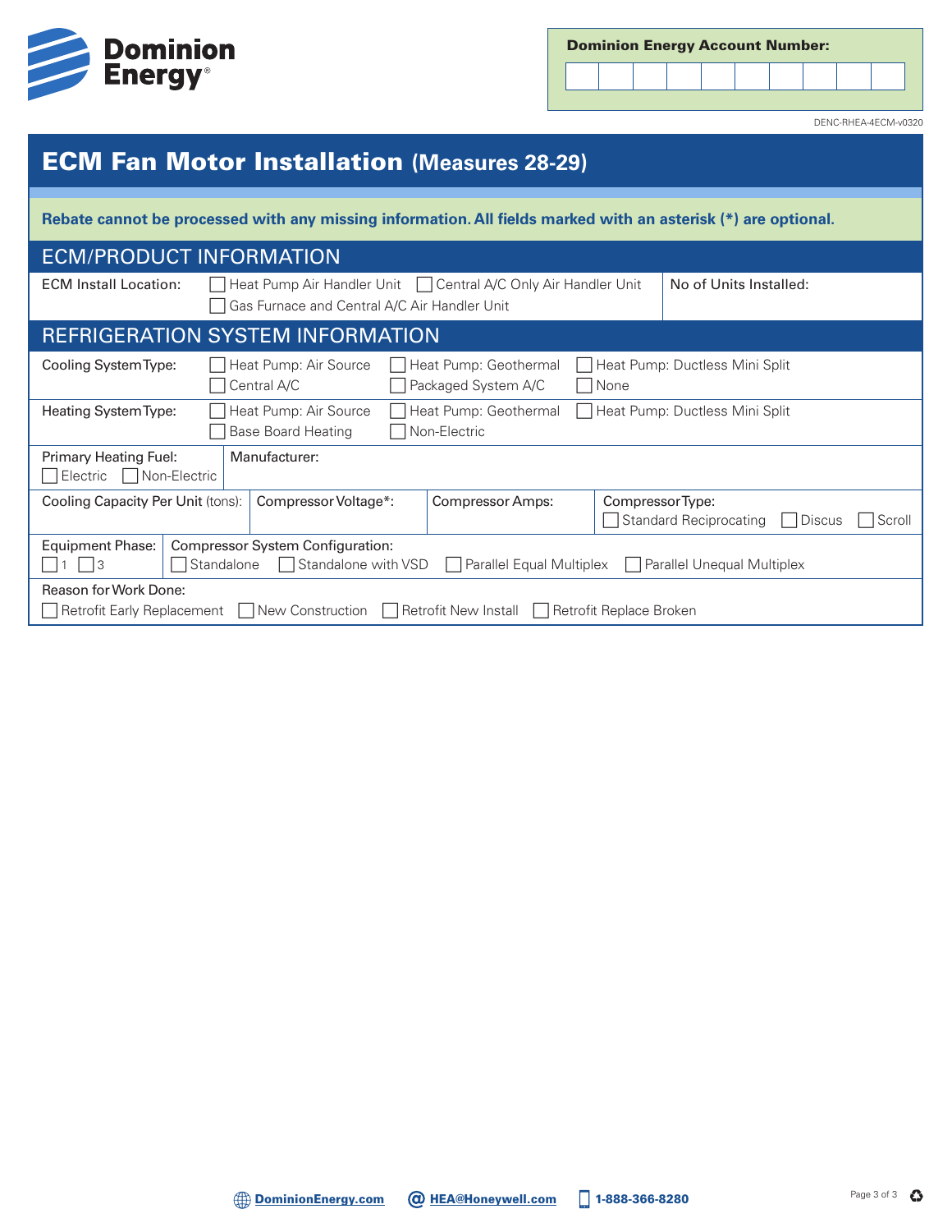**Dominion Energy Account Number:**

| | | | | | | | | | |
|---|---|---|---|---|---|---|---|---|---|
| | | | | | | | | | |

DENC-RHEA-4ECM-v0320

# ECM Fan Motor Installation (Measures 28-29)

**Rebate cannot be processed with any missing information. All fields marked with an asterisk (*) are optional.**

## ECM/PRODUCT INFORMATION

ECM Install Location: ☐ Heat Pump Air Handler Unit ☐ Central A/C Only Air Handler Unit ☐ Gas Furnace and Central A/C Air Handler Unit

No of Units Installed:

## REFRIGERATION SYSTEM INFORMATION

Cooling System Type: ☐ Heat Pump: Air Source ☐ Heat Pump: Geothermal ☐ Heat Pump: Ductless Mini Split ☐ Central A/C ☐ Packaged System A/C ☐ None

Heating System Type: ☐ Heat Pump: Air Source ☐ Heat Pump: Geothermal ☐ Heat Pump: Ductless Mini Split ☐ Base Board Heating ☐ Non-Electric

Primary Heating Fuel: ☐ Electric ☐ Non-Electric

Manufacturer:

Cooling Capacity Per Unit (tons):

Compressor Voltage*:

Compressor Amps:

Compressor Type: ☐ Standard Reciprocating ☐ Discus ☐ Scroll

Equipment Phase: ☐ 1 ☐ 3

Compressor System Configuration: ☐ Standalone ☐ Standalone with VSD ☐ Parallel Equal Multiplex ☐ Parallel Unequal Multiplex

Reason for Work Done: ☐ Retrofit Early Replacement ☐ New Construction ☐ Retrofit New Install ☐ Retrofit Replace Broken

DominionEnergy.com HEA@Honeywell.com 1-888-366-8280